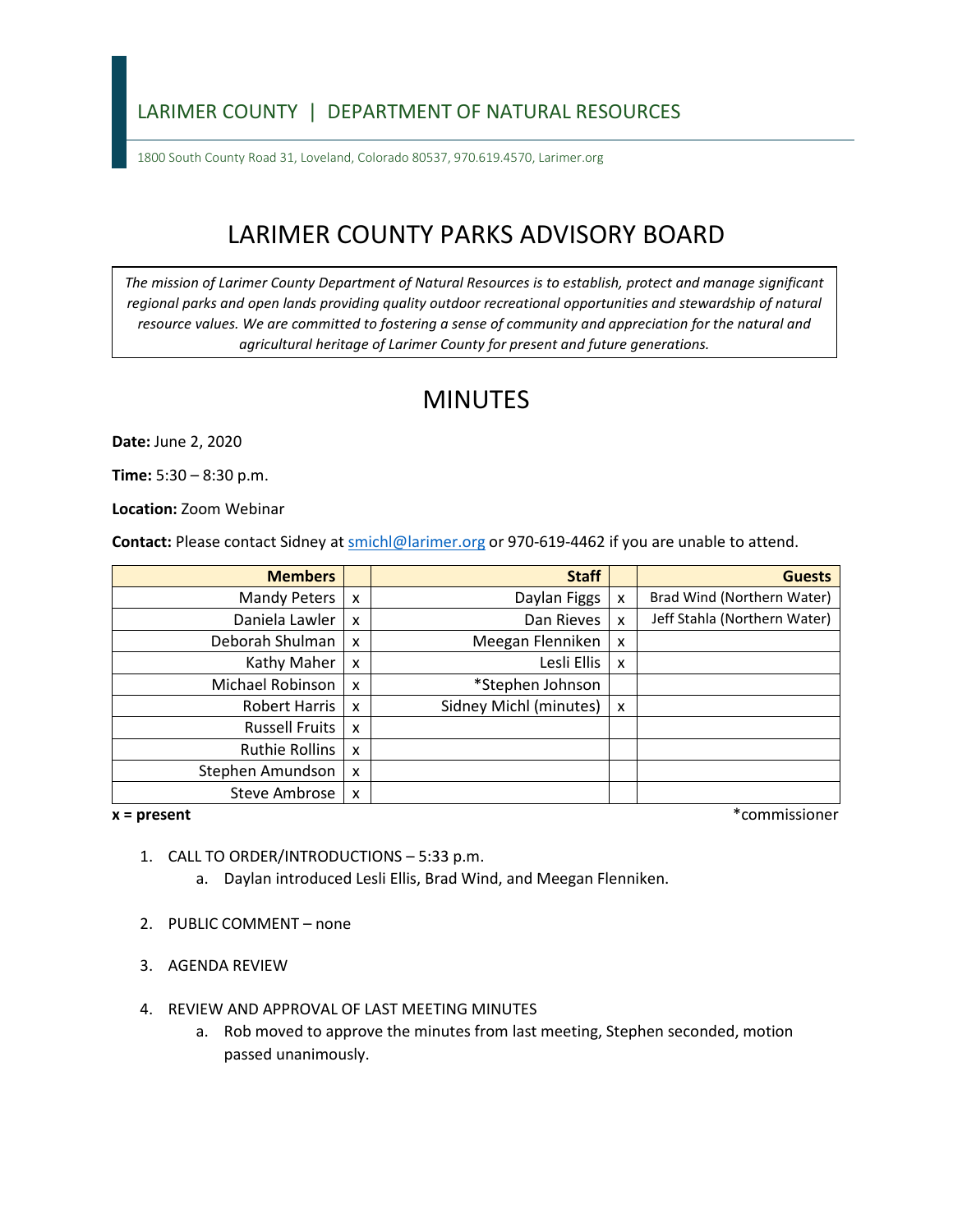LARIMER COUNTY | DEPARTMENT OF NATURAL RESOURCES

1800 South County Road 31, Loveland, Colorado 80537, 970.619.4570, Larimer.org

# LARIMER COUNTY PARKS ADVISORY BOARD

*The mission of Larimer County Department of Natural Resources is to establish, protect and manage significant regional parks and open lands providing quality outdoor recreational opportunities and stewardship of natural resource values. We are committed to fostering a sense of community and appreciation for the natural and agricultural heritage of Larimer County for present and future generations.*

# MINUTES

**Date:** June 2, 2020

**Time:** 5:30 – 8:30 p.m.

**Location:** Zoom Webinar

**Contact:** Please contact Sidney at smichl@larimer.org or 970-619-4462 if you are unable to attend.

| Members | | Staff | | Guests |
|---|---|---|---|---|
| Mandy Peters | x | Daylan Figgs | x | Brad Wind (Northern Water) |
| Daniela Lawler | x | Dan Rieves | x | Jeff Stahla (Northern Water) |
| Deborah Shulman | x | Meegan Flenniken | x | |
| Kathy Maher | x | Lesli Ellis | x | |
| Michael Robinson | x | *Stephen Johnson | | |
| Robert Harris | x | Sidney Michl (minutes) | x | |
| Russell Fruits | x | | | |
| Ruthie Rollins | x | | | |
| Stephen Amundson | x | | | |
| Steve Ambrose | x | | | |

**x = present** *commissioner

1. CALL TO ORDER/INTRODUCTIONS – 5:33 p.m.
   a. Daylan introduced Lesli Ellis, Brad Wind, and Meegan Flenniken.

2. PUBLIC COMMENT – none

3. AGENDA REVIEW

4. REVIEW AND APPROVAL OF LAST MEETING MINUTES
   a. Rob moved to approve the minutes from last meeting, Stephen seconded, motion passed unanimously.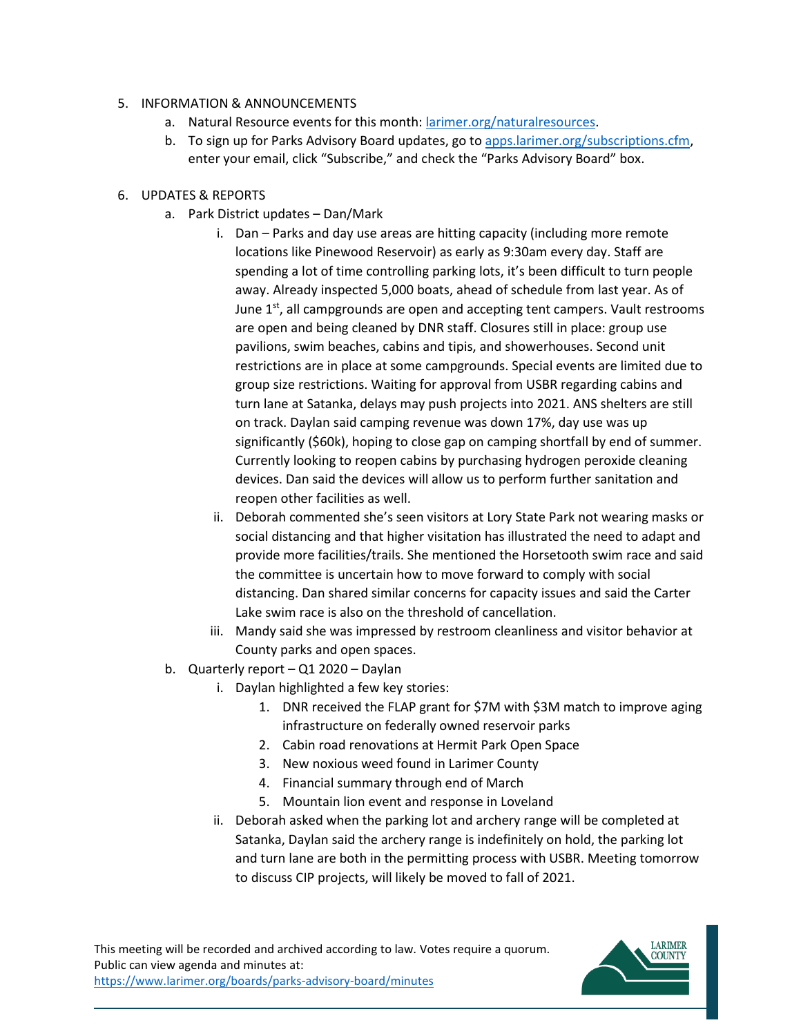5. INFORMATION & ANNOUNCEMENTS
    a. Natural Resource events for this month: [larimer.org/naturalresources](larimer.org/naturalresources).
    b. To sign up for Parks Advisory Board updates, go to [apps.larimer.org/subscriptions.cfm](apps.larimer.org/subscriptions.cfm), enter your email, click "Subscribe," and check the "Parks Advisory Board" box.

6. UPDATES & REPORTS
    a. Park District updates – Dan/Mark
        i. Dan – Parks and day use areas are hitting capacity (including more remote locations like Pinewood Reservoir) as early as 9:30am every day. Staff are spending a lot of time controlling parking lots, it's been difficult to turn people away. Already inspected 5,000 boats, ahead of schedule from last year. As of June 1st, all campgrounds are open and accepting tent campers. Vault restrooms are open and being cleaned by DNR staff. Closures still in place: group use pavilions, swim beaches, cabins and tipis, and showerhouses. Second unit restrictions are in place at some campgrounds. Special events are limited due to group size restrictions. Waiting for approval from USBR regarding cabins and turn lane at Satanka, delays may push projects into 2021. ANS shelters are still on track. Daylan said camping revenue was down 17%, day use was up significantly ($60k), hoping to close gap on camping shortfall by end of summer. Currently looking to reopen cabins by purchasing hydrogen peroxide cleaning devices. Dan said the devices will allow us to perform further sanitation and reopen other facilities as well.
        ii. Deborah commented she's seen visitors at Lory State Park not wearing masks or social distancing and that higher visitation has illustrated the need to adapt and provide more facilities/trails. She mentioned the Horsetooth swim race and said the committee is uncertain how to move forward to comply with social distancing. Dan shared similar concerns for capacity issues and said the Carter Lake swim race is also on the threshold of cancellation.
        iii. Mandy said she was impressed by restroom cleanliness and visitor behavior at County parks and open spaces.
    b. Quarterly report – Q1 2020 – Daylan
        i. Daylan highlighted a few key stories:
            1. DNR received the FLAP grant for $7M with $3M match to improve aging infrastructure on federally owned reservoir parks
            2. Cabin road renovations at Hermit Park Open Space
            3. New noxious weed found in Larimer County
            4. Financial summary through end of March
            5. Mountain lion event and response in Loveland
        ii. Deborah asked when the parking lot and archery range will be completed at Satanka, Daylan said the archery range is indefinitely on hold, the parking lot and turn lane are both in the permitting process with USBR. Meeting tomorrow to discuss CIP projects, will likely be moved to fall of 2021.

This meeting will be recorded and archived according to law. Votes require a quorum. Public can view agenda and minutes at: [https://www.larimer.org/boards/parks-advisory-board/minutes](https://www.larimer.org/boards/parks-advisory-board/minutes)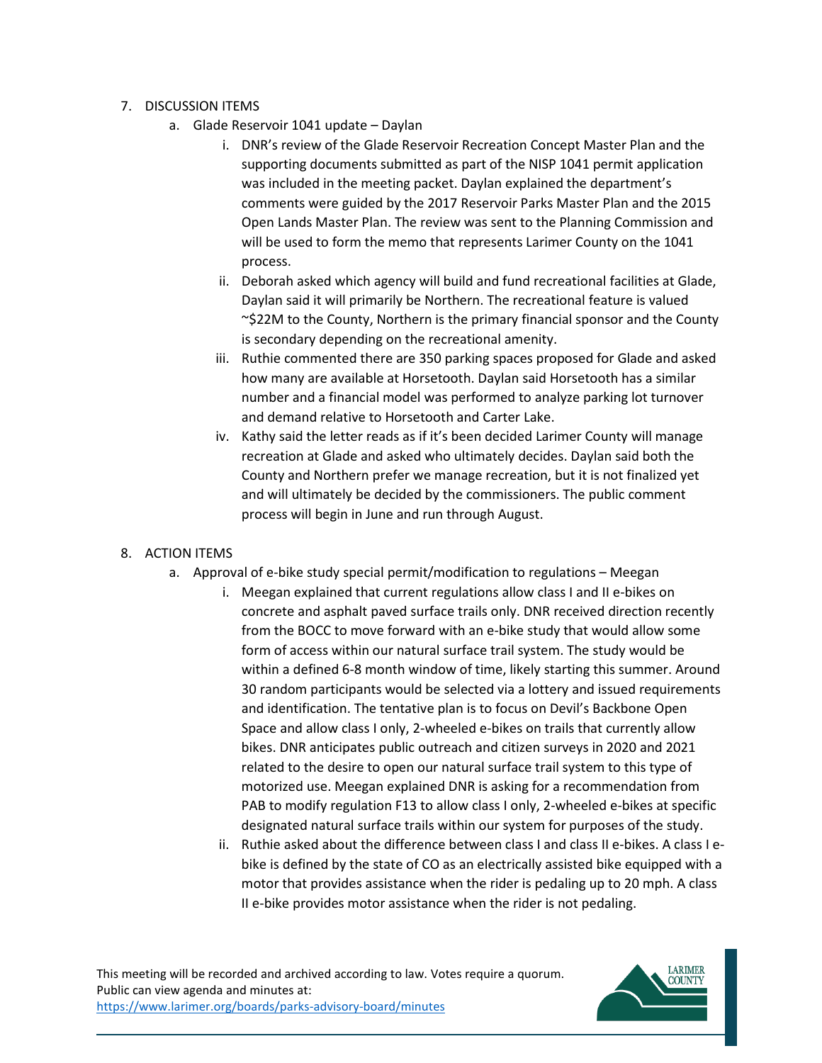7. DISCUSSION ITEMS
    a. Glade Reservoir 1041 update – Daylan
        i. DNR's review of the Glade Reservoir Recreation Concept Master Plan and the supporting documents submitted as part of the NISP 1041 permit application was included in the meeting packet. Daylan explained the department's comments were guided by the 2017 Reservoir Parks Master Plan and the 2015 Open Lands Master Plan. The review was sent to the Planning Commission and will be used to form the memo that represents Larimer County on the 1041 process.
        ii. Deborah asked which agency will build and fund recreational facilities at Glade, Daylan said it will primarily be Northern. The recreational feature is valued ~$22M to the County, Northern is the primary financial sponsor and the County is secondary depending on the recreational amenity.
        iii. Ruthie commented there are 350 parking spaces proposed for Glade and asked how many are available at Horsetooth. Daylan said Horsetooth has a similar number and a financial model was performed to analyze parking lot turnover and demand relative to Horsetooth and Carter Lake.
        iv. Kathy said the letter reads as if it's been decided Larimer County will manage recreation at Glade and asked who ultimately decides. Daylan said both the County and Northern prefer we manage recreation, but it is not finalized yet and will ultimately be decided by the commissioners. The public comment process will begin in June and run through August.

8. ACTION ITEMS
    a. Approval of e-bike study special permit/modification to regulations – Meegan
        i. Meegan explained that current regulations allow class I and II e-bikes on concrete and asphalt paved surface trails only. DNR received direction recently from the BOCC to move forward with an e-bike study that would allow some form of access within our natural surface trail system. The study would be within a defined 6-8 month window of time, likely starting this summer. Around 30 random participants would be selected via a lottery and issued requirements and identification. The tentative plan is to focus on Devil's Backbone Open Space and allow class I only, 2-wheeled e-bikes on trails that currently allow bikes. DNR anticipates public outreach and citizen surveys in 2020 and 2021 related to the desire to open our natural surface trail system to this type of motorized use. Meegan explained DNR is asking for a recommendation from PAB to modify regulation F13 to allow class I only, 2-wheeled e-bikes at specific designated natural surface trails within our system for purposes of the study.
        ii. Ruthie asked about the difference between class I and class II e-bikes. A class I e-bike is defined by the state of CO as an electrically assisted bike equipped with a motor that provides assistance when the rider is pedaling up to 20 mph. A class II e-bike provides motor assistance when the rider is not pedaling.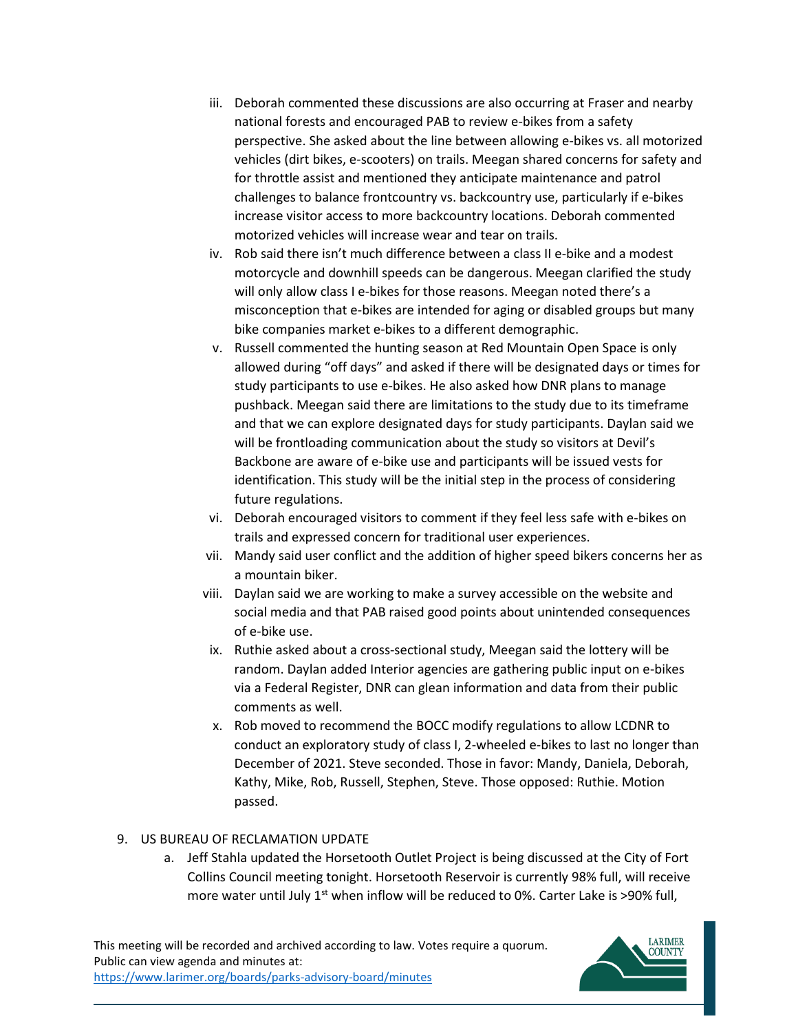iii. Deborah commented these discussions are also occurring at Fraser and nearby national forests and encouraged PAB to review e-bikes from a safety perspective. She asked about the line between allowing e-bikes vs. all motorized vehicles (dirt bikes, e-scooters) on trails. Meegan shared concerns for safety and for throttle assist and mentioned they anticipate maintenance and patrol challenges to balance frontcountry vs. backcountry use, particularly if e-bikes increase visitor access to more backcountry locations. Deborah commented motorized vehicles will increase wear and tear on trails.

iv. Rob said there isn't much difference between a class II e-bike and a modest motorcycle and downhill speeds can be dangerous. Meegan clarified the study will only allow class I e-bikes for those reasons. Meegan noted there's a misconception that e-bikes are intended for aging or disabled groups but many bike companies market e-bikes to a different demographic.

v. Russell commented the hunting season at Red Mountain Open Space is only allowed during "off days" and asked if there will be designated days or times for study participants to use e-bikes. He also asked how DNR plans to manage pushback. Meegan said there are limitations to the study due to its timeframe and that we can explore designated days for study participants. Daylan said we will be frontloading communication about the study so visitors at Devil's Backbone are aware of e-bike use and participants will be issued vests for identification. This study will be the initial step in the process of considering future regulations.

vi. Deborah encouraged visitors to comment if they feel less safe with e-bikes on trails and expressed concern for traditional user experiences.

vii. Mandy said user conflict and the addition of higher speed bikers concerns her as a mountain biker.

viii. Daylan said we are working to make a survey accessible on the website and social media and that PAB raised good points about unintended consequences of e-bike use.

ix. Ruthie asked about a cross-sectional study, Meegan said the lottery will be random. Daylan added Interior agencies are gathering public input on e-bikes via a Federal Register, DNR can glean information and data from their public comments as well.

x. Rob moved to recommend the BOCC modify regulations to allow LCDNR to conduct an exploratory study of class I, 2-wheeled e-bikes to last no longer than December of 2021. Steve seconded. Those in favor: Mandy, Daniela, Deborah, Kathy, Mike, Rob, Russell, Stephen, Steve. Those opposed: Ruthie. Motion passed.

9. US BUREAU OF RECLAMATION UPDATE

   a. Jeff Stahla updated the Horsetooth Outlet Project is being discussed at the City of Fort Collins Council meeting tonight. Horsetooth Reservoir is currently 98% full, will receive more water until July 1st when inflow will be reduced to 0%. Carter Lake is >90% full,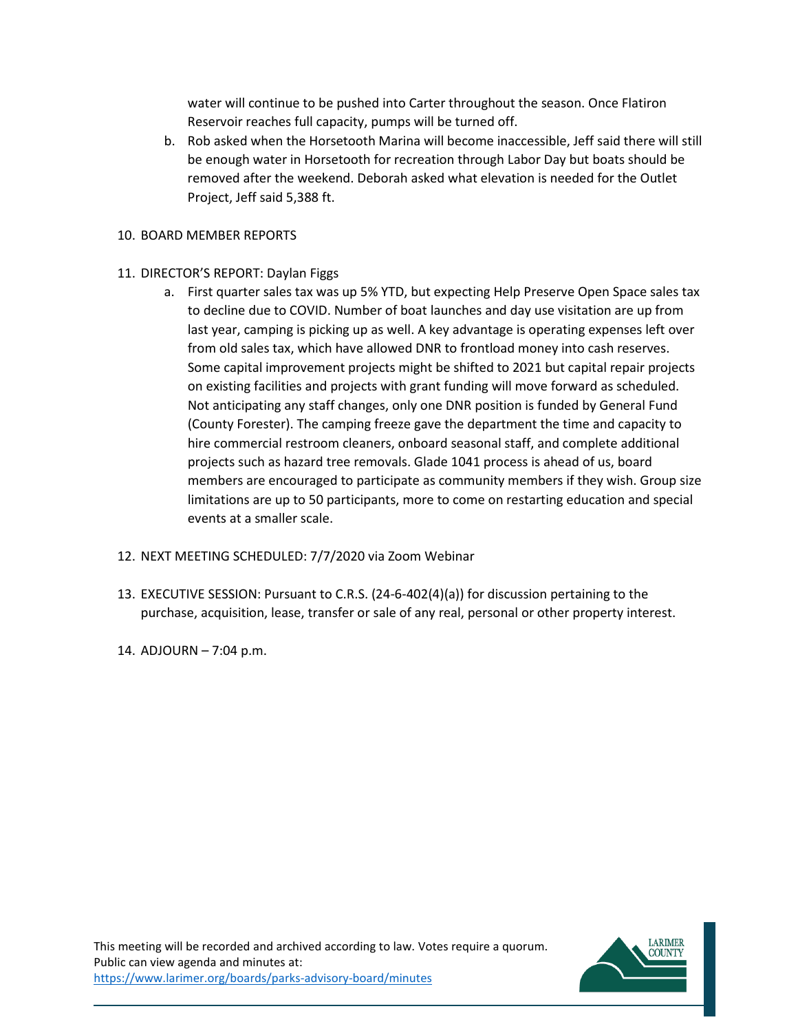water will continue to be pushed into Carter throughout the season. Once Flatiron Reservoir reaches full capacity, pumps will be turned off.

   b. Rob asked when the Horsetooth Marina will become inaccessible, Jeff said there will still be enough water in Horsetooth for recreation through Labor Day but boats should be removed after the weekend. Deborah asked what elevation is needed for the Outlet Project, Jeff said 5,388 ft.

10. BOARD MEMBER REPORTS

11. DIRECTOR'S REPORT: Daylan Figgs
   a. First quarter sales tax was up 5% YTD, but expecting Help Preserve Open Space sales tax to decline due to COVID. Number of boat launches and day use visitation are up from last year, camping is picking up as well. A key advantage is operating expenses left over from old sales tax, which have allowed DNR to frontload money into cash reserves. Some capital improvement projects might be shifted to 2021 but capital repair projects on existing facilities and projects with grant funding will move forward as scheduled. Not anticipating any staff changes, only one DNR position is funded by General Fund (County Forester). The camping freeze gave the department the time and capacity to hire commercial restroom cleaners, onboard seasonal staff, and complete additional projects such as hazard tree removals. Glade 1041 process is ahead of us, board members are encouraged to participate as community members if they wish. Group size limitations are up to 50 participants, more to come on restarting education and special events at a smaller scale.

12. NEXT MEETING SCHEDULED: 7/7/2020 via Zoom Webinar

13. EXECUTIVE SESSION: Pursuant to C.R.S. (24-6-402(4)(a)) for discussion pertaining to the purchase, acquisition, lease, transfer or sale of any real, personal or other property interest.

14. ADJOURN – 7:04 p.m.

This meeting will be recorded and archived according to law. Votes require a quorum.
Public can view agenda and minutes at:
https://www.larimer.org/boards/parks-advisory-board/minutes